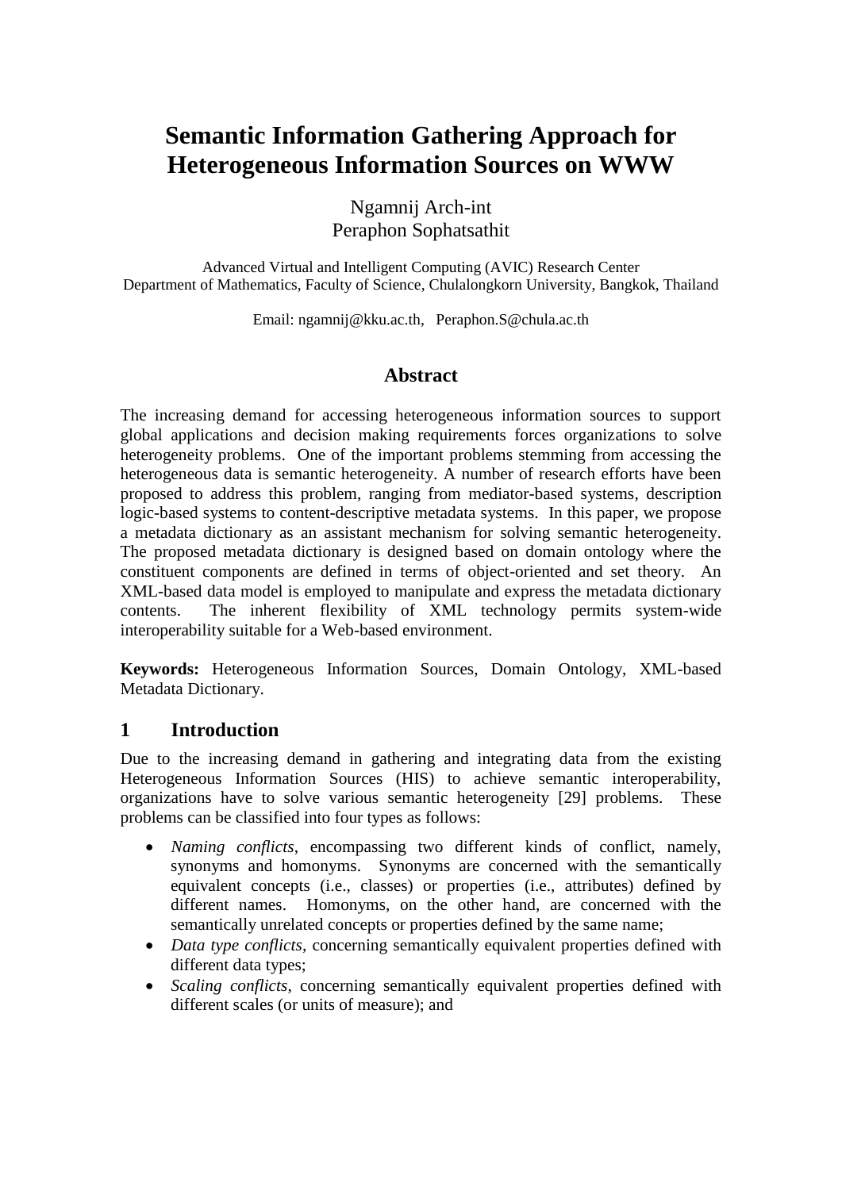# Semantic Information Gathering Approach for Heterogeneous Information Sources on WWW

Ngamnij Arch-int
Peraphon Sophatsathit

Advanced Virtual and Intelligent Computing (AVIC) Research Center
Department of Mathematics, Faculty of Science, Chulalongkorn University, Bangkok, Thailand

Email: ngamnij@kku.ac.th, Peraphon.S@chula.ac.th

## Abstract

The increasing demand for accessing heterogeneous information sources to support global applications and decision making requirements forces organizations to solve heterogeneity problems. One of the important problems stemming from accessing the heterogeneous data is semantic heterogeneity. A number of research efforts have been proposed to address this problem, ranging from mediator-based systems, description logic-based systems to content-descriptive metadata systems. In this paper, we propose a metadata dictionary as an assistant mechanism for solving semantic heterogeneity. The proposed metadata dictionary is designed based on domain ontology where the constituent components are defined in terms of object-oriented and set theory. An XML-based data model is employed to manipulate and express the metadata dictionary contents. The inherent flexibility of XML technology permits system-wide interoperability suitable for a Web-based environment.

**Keywords:** Heterogeneous Information Sources, Domain Ontology, XML-based Metadata Dictionary.

## 1 Introduction

Due to the increasing demand in gathering and integrating data from the existing Heterogeneous Information Sources (HIS) to achieve semantic interoperability, organizations have to solve various semantic heterogeneity [29] problems. These problems can be classified into four types as follows:

- *Naming conflicts*, encompassing two different kinds of conflict, namely, synonyms and homonyms. Synonyms are concerned with the semantically equivalent concepts (i.e., classes) or properties (i.e., attributes) defined by different names. Homonyms, on the other hand, are concerned with the semantically unrelated concepts or properties defined by the same name;
- *Data type conflicts*, concerning semantically equivalent properties defined with different data types;
- *Scaling conflicts*, concerning semantically equivalent properties defined with different scales (or units of measure); and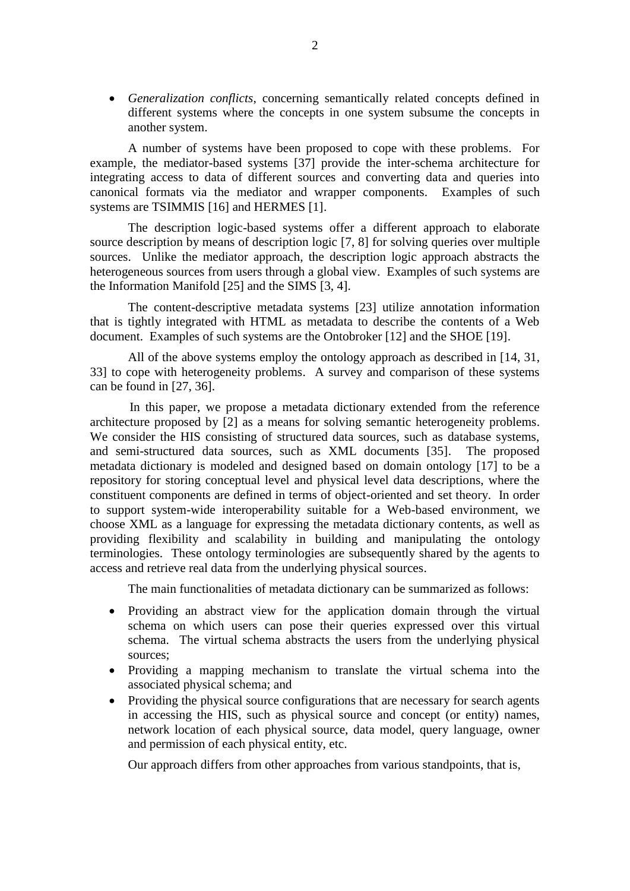- *Generalization conflicts*, concerning semantically related concepts defined in different systems where the concepts in one system subsume the concepts in another system.

A number of systems have been proposed to cope with these problems. For example, the mediator-based systems [37] provide the inter-schema architecture for integrating access to data of different sources and converting data and queries into canonical formats via the mediator and wrapper components. Examples of such systems are TSIMMIS [16] and HERMES [1].

The description logic-based systems offer a different approach to elaborate source description by means of description logic [7, 8] for solving queries over multiple sources. Unlike the mediator approach, the description logic approach abstracts the heterogeneous sources from users through a global view. Examples of such systems are the Information Manifold [25] and the SIMS [3, 4].

The content-descriptive metadata systems [23] utilize annotation information that is tightly integrated with HTML as metadata to describe the contents of a Web document. Examples of such systems are the Ontobroker [12] and the SHOE [19].

All of the above systems employ the ontology approach as described in [14, 31, 33] to cope with heterogeneity problems. A survey and comparison of these systems can be found in [27, 36].

In this paper, we propose a metadata dictionary extended from the reference architecture proposed by [2] as a means for solving semantic heterogeneity problems. We consider the HIS consisting of structured data sources, such as database systems, and semi-structured data sources, such as XML documents [35]. The proposed metadata dictionary is modeled and designed based on domain ontology [17] to be a repository for storing conceptual level and physical level data descriptions, where the constituent components are defined in terms of object-oriented and set theory. In order to support system-wide interoperability suitable for a Web-based environment, we choose XML as a language for expressing the metadata dictionary contents, as well as providing flexibility and scalability in building and manipulating the ontology terminologies. These ontology terminologies are subsequently shared by the agents to access and retrieve real data from the underlying physical sources.

The main functionalities of metadata dictionary can be summarized as follows:

- Providing an abstract view for the application domain through the virtual schema on which users can pose their queries expressed over this virtual schema. The virtual schema abstracts the users from the underlying physical sources;
- Providing a mapping mechanism to translate the virtual schema into the associated physical schema; and
- Providing the physical source configurations that are necessary for search agents in accessing the HIS, such as physical source and concept (or entity) names, network location of each physical source, data model, query language, owner and permission of each physical entity, etc.

Our approach differs from other approaches from various standpoints, that is,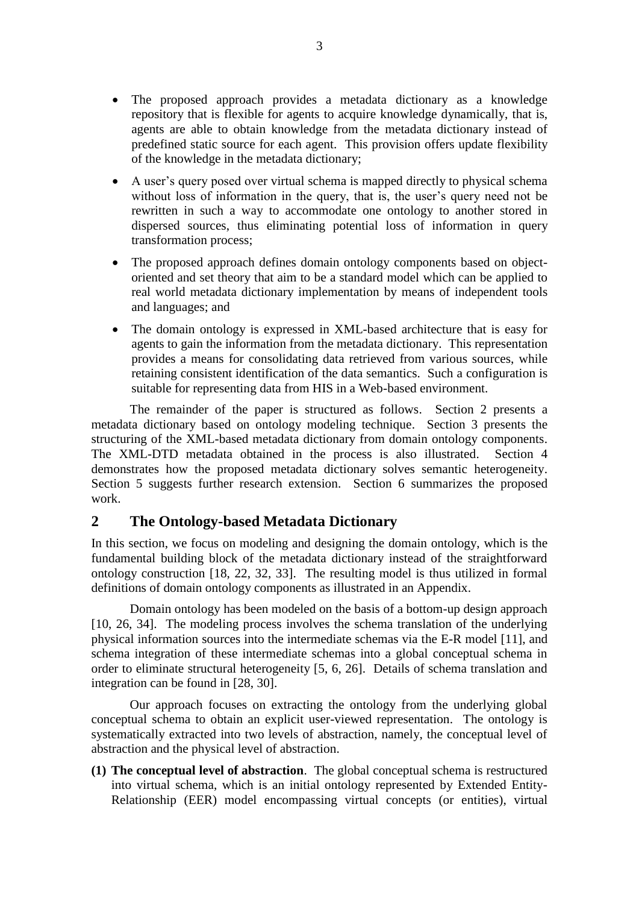- The proposed approach provides a metadata dictionary as a knowledge repository that is flexible for agents to acquire knowledge dynamically, that is, agents are able to obtain knowledge from the metadata dictionary instead of predefined static source for each agent. This provision offers update flexibility of the knowledge in the metadata dictionary;
- A user's query posed over virtual schema is mapped directly to physical schema without loss of information in the query, that is, the user's query need not be rewritten in such a way to accommodate one ontology to another stored in dispersed sources, thus eliminating potential loss of information in query transformation process;
- The proposed approach defines domain ontology components based on object-oriented and set theory that aim to be a standard model which can be applied to real world metadata dictionary implementation by means of independent tools and languages; and
- The domain ontology is expressed in XML-based architecture that is easy for agents to gain the information from the metadata dictionary. This representation provides a means for consolidating data retrieved from various sources, while retaining consistent identification of the data semantics. Such a configuration is suitable for representing data from HIS in a Web-based environment.

The remainder of the paper is structured as follows. Section 2 presents a metadata dictionary based on ontology modeling technique. Section 3 presents the structuring of the XML-based metadata dictionary from domain ontology components. The XML-DTD metadata obtained in the process is also illustrated. Section 4 demonstrates how the proposed metadata dictionary solves semantic heterogeneity. Section 5 suggests further research extension. Section 6 summarizes the proposed work.

## 2 The Ontology-based Metadata Dictionary

In this section, we focus on modeling and designing the domain ontology, which is the fundamental building block of the metadata dictionary instead of the straightforward ontology construction [18, 22, 32, 33]. The resulting model is thus utilized in formal definitions of domain ontology components as illustrated in an Appendix.

Domain ontology has been modeled on the basis of a bottom-up design approach [10, 26, 34]. The modeling process involves the schema translation of the underlying physical information sources into the intermediate schemas via the E-R model [11], and schema integration of these intermediate schemas into a global conceptual schema in order to eliminate structural heterogeneity [5, 6, 26]. Details of schema translation and integration can be found in [28, 30].

Our approach focuses on extracting the ontology from the underlying global conceptual schema to obtain an explicit user-viewed representation. The ontology is systematically extracted into two levels of abstraction, namely, the conceptual level of abstraction and the physical level of abstraction.

**(1) The conceptual level of abstraction**. The global conceptual schema is restructured into virtual schema, which is an initial ontology represented by Extended Entity-Relationship (EER) model encompassing virtual concepts (or entities), virtual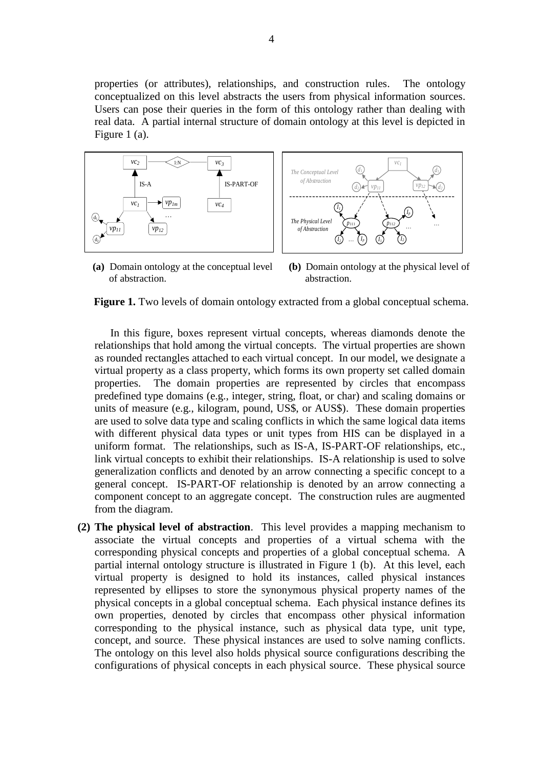properties (or attributes), relationships, and construction rules. The ontology conceptualized on this level abstracts the users from physical information sources. Users can pose their queries in the form of this ontology rather than dealing with real data. A partial internal structure of domain ontology at this level is depicted in Figure 1 (a).

**(a)** Domain ontology at the conceptual level of abstraction.

**(b)** Domain ontology at the physical level of abstraction.

**Figure 1.** Two levels of domain ontology extracted from a global conceptual schema.

In this figure, boxes represent virtual concepts, whereas diamonds denote the relationships that hold among the virtual concepts. The virtual properties are shown as rounded rectangles attached to each virtual concept. In our model, we designate a virtual property as a class property, which forms its own property set called domain properties. The domain properties are represented by circles that encompass predefined type domains (e.g., integer, string, float, or char) and scaling domains or units of measure (e.g., kilogram, pound, US$, or AUS$). These domain properties are used to solve data type and scaling conflicts in which the same logical data items with different physical data types or unit types from HIS can be displayed in a uniform format. The relationships, such as IS-A, IS-PART-OF relationships, etc., link virtual concepts to exhibit their relationships. IS-A relationship is used to solve generalization conflicts and denoted by an arrow connecting a specific concept to a general concept. IS-PART-OF relationship is denoted by an arrow connecting a component concept to an aggregate concept. The construction rules are augmented from the diagram.

**(2) The physical level of abstraction**. This level provides a mapping mechanism to associate the virtual concepts and properties of a virtual schema with the corresponding physical concepts and properties of a global conceptual schema. A partial internal ontology structure is illustrated in Figure 1 (b). At this level, each virtual property is designed to hold its instances, called physical instances represented by ellipses to store the synonymous physical property names of the physical concepts in a global conceptual schema. Each physical instance defines its own properties, denoted by circles that encompass other physical information corresponding to the physical instance, such as physical data type, unit type, concept, and source. These physical instances are used to solve naming conflicts. The ontology on this level also holds physical source configurations describing the configurations of physical concepts in each physical source. These physical source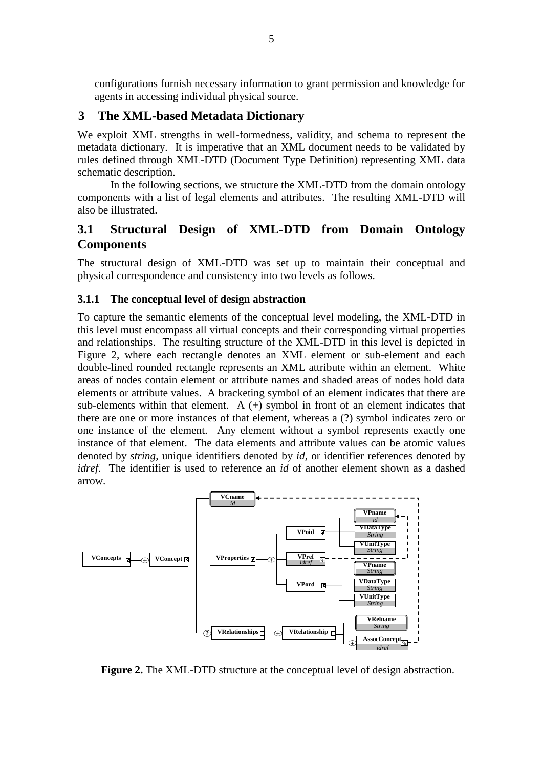configurations furnish necessary information to grant permission and knowledge for agents in accessing individual physical source.

## 3 The XML-based Metadata Dictionary

We exploit XML strengths in well-formedness, validity, and schema to represent the metadata dictionary. It is imperative that an XML document needs to be validated by rules defined through XML-DTD (Document Type Definition) representing XML data schematic description.

In the following sections, we structure the XML-DTD from the domain ontology components with a list of legal elements and attributes. The resulting XML-DTD will also be illustrated.

### 3.1 Structural Design of XML-DTD from Domain Ontology Components

The structural design of XML-DTD was set up to maintain their conceptual and physical correspondence and consistency into two levels as follows.

#### 3.1.1 The conceptual level of design abstraction

To capture the semantic elements of the conceptual level modeling, the XML-DTD in this level must encompass all virtual concepts and their corresponding virtual properties and relationships. The resulting structure of the XML-DTD in this level is depicted in Figure 2, where each rectangle denotes an XML element or sub-element and each double-lined rounded rectangle represents an XML attribute within an element. White areas of nodes contain element or attribute names and shaded areas of nodes hold data elements or attribute values. A bracketing symbol of an element indicates that there are sub-elements within that element. A (+) symbol in front of an element indicates that there are one or more instances of that element, whereas a (?) symbol indicates zero or one instance of the element. Any element without a symbol represents exactly one instance of that element. The data elements and attribute values can be atomic values denoted by *string*, unique identifiers denoted by *id*, or identifier references denoted by *idref*. The identifier is used to reference an *id* of another element shown as a dashed arrow.

**Figure 2.** The XML-DTD structure at the conceptual level of design abstraction.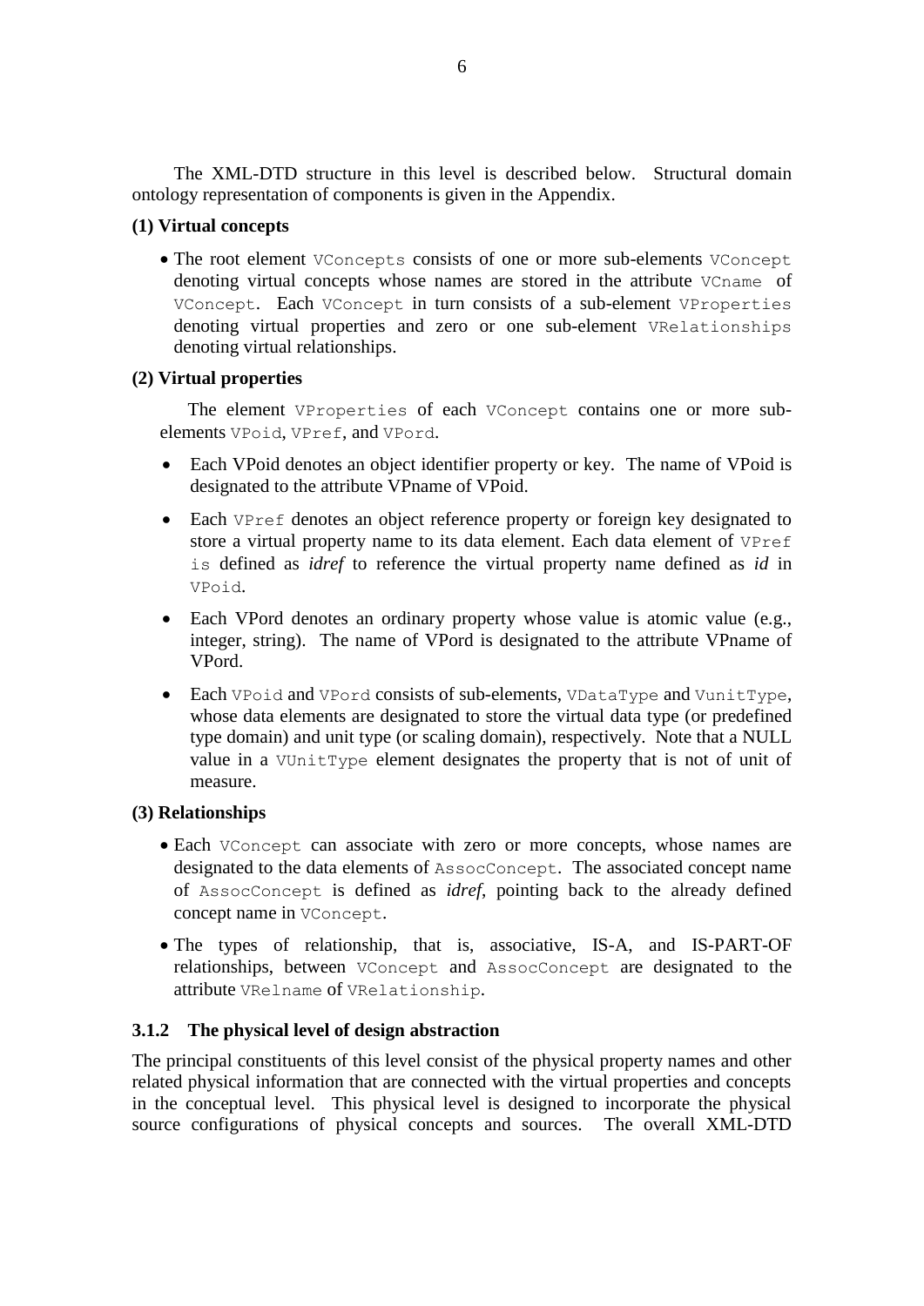The XML-DTD structure in this level is described below. Structural domain ontology representation of components is given in the Appendix.

**(1) Virtual concepts**

- The root element `VConcepts` consists of one or more sub-elements `VConcept` denoting virtual concepts whose names are stored in the attribute `VCname` of `VConcept`. Each `VConcept` in turn consists of a sub-element `VProperties` denoting virtual properties and zero or one sub-element `VRelationships` denoting virtual relationships.

**(2) Virtual properties**

The element `VProperties` of each `VConcept` contains one or more sub-elements `VPoid`, `VPref`, and `VPord`.

- Each VPoid denotes an object identifier property or key. The name of VPoid is designated to the attribute VPname of VPoid.
- Each `VPref` denotes an object reference property or foreign key designated to store a virtual property name to its data element. Each data element of `VPref is` defined as *idref* to reference the virtual property name defined as *id* in `VPoid`.
- Each VPord denotes an ordinary property whose value is atomic value (e.g., integer, string). The name of VPord is designated to the attribute VPname of VPord.
- Each `VPoid` and `VPord` consists of sub-elements, `VDataType` and `VunitType`, whose data elements are designated to store the virtual data type (or predefined type domain) and unit type (or scaling domain), respectively. Note that a NULL value in a `VUnitType` element designates the property that is not of unit of measure.

**(3) Relationships**

- Each `VConcept` can associate with zero or more concepts, whose names are designated to the data elements of `AssocConcept`. The associated concept name of `AssocConcept` is defined as *idref*, pointing back to the already defined concept name in `VConcept`.
- The types of relationship, that is, associative, IS-A, and IS-PART-OF relationships, between `VConcept` and `AssocConcept` are designated to the attribute `VRelname` of `VRelationship`.

### 3.1.2 The physical level of design abstraction

The principal constituents of this level consist of the physical property names and other related physical information that are connected with the virtual properties and concepts in the conceptual level. This physical level is designed to incorporate the physical source configurations of physical concepts and sources. The overall XML-DTD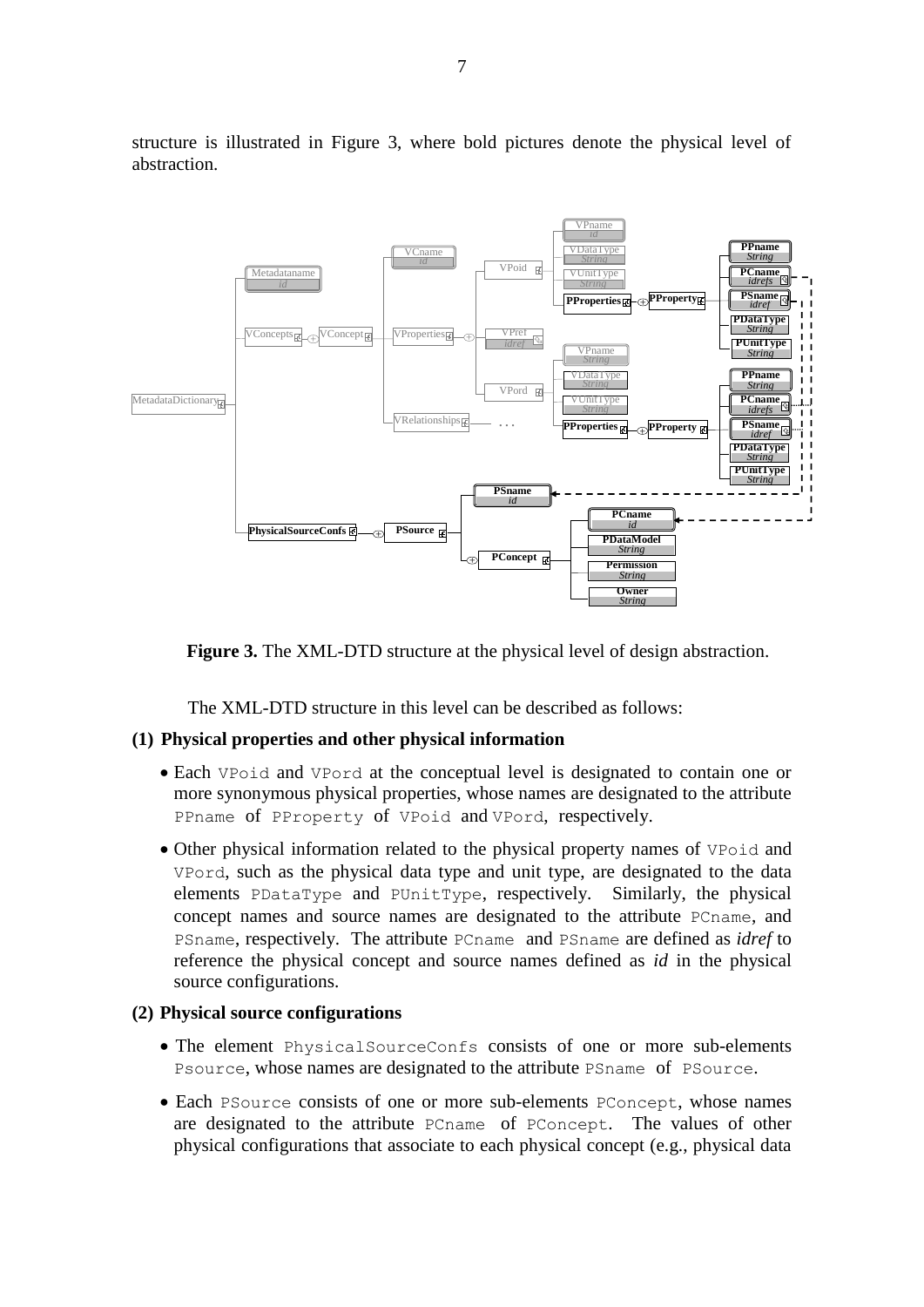structure is illustrated in Figure 3, where bold pictures denote the physical level of abstraction.

**Figure 3.** The XML-DTD structure at the physical level of design abstraction.

The XML-DTD structure in this level can be described as follows:

**(1) Physical properties and other physical information**

- Each VPoid and VPord at the conceptual level is designated to contain one or more synonymous physical properties, whose names are designated to the attribute PPname of PProperty of VPoid and VPord, respectively.
- Other physical information related to the physical property names of VPoid and VPord, such as the physical data type and unit type, are designated to the data elements PDataType and PUnitType, respectively. Similarly, the physical concept names and source names are designated to the attribute PCname, and PSname, respectively. The attribute PCname and PSname are defined as *idref* to reference the physical concept and source names defined as *id* in the physical source configurations.

**(2) Physical source configurations**

- The element PhysicalSourceConfs consists of one or more sub-elements Psource, whose names are designated to the attribute PSname of PSource.
- Each PSource consists of one or more sub-elements PConcept, whose names are designated to the attribute PCname of PConcept. The values of other physical configurations that associate to each physical concept (e.g., physical data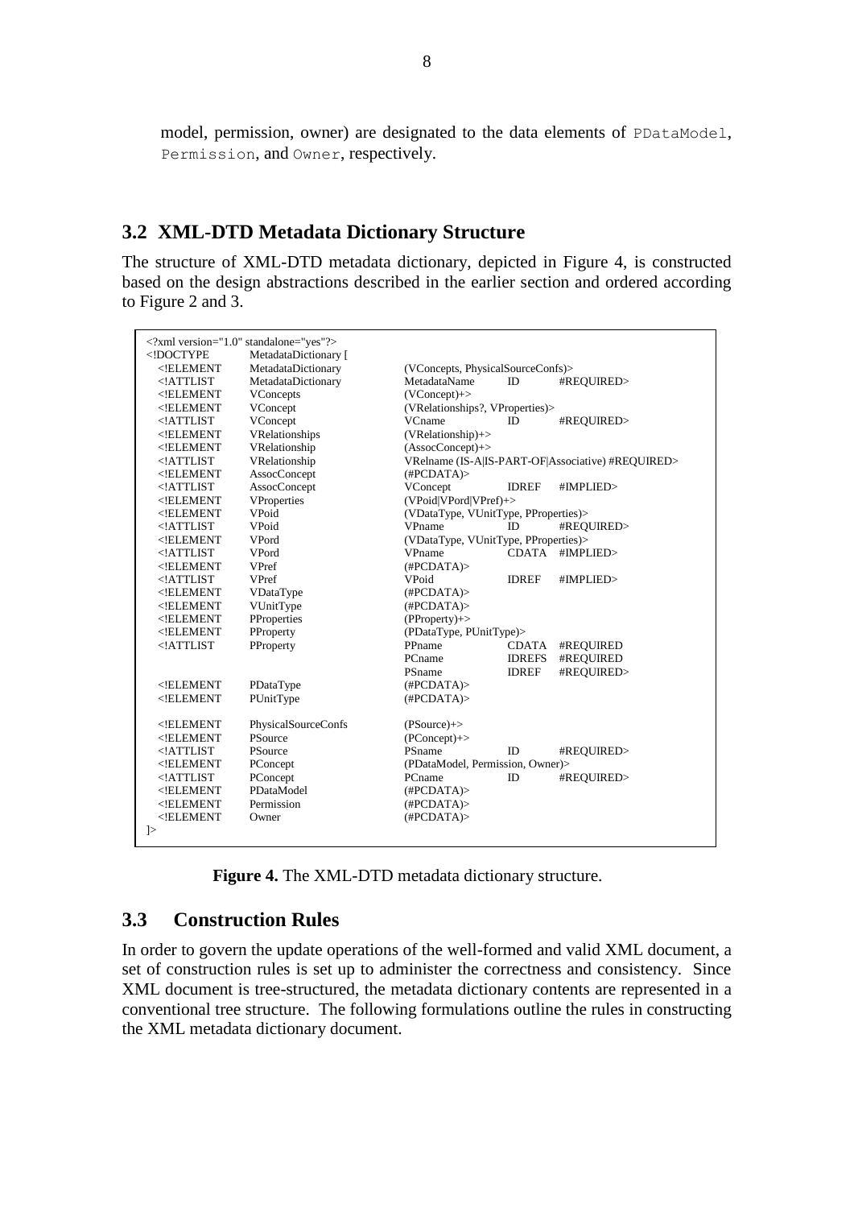model, permission, owner) are designated to the data elements of `PDataModel`, `Permission`, and `Owner`, respectively.

## 3.2 XML-DTD Metadata Dictionary Structure

The structure of XML-DTD metadata dictionary, depicted in Figure 4, is constructed based on the design abstractions described in the earlier section and ordered according to Figure 2 and 3.

```
<?xml version="1.0" standalone="yes"?>
<!DOCTYPE    MetadataDictionary [
  <!ELEMENT  MetadataDictionary    (VConcepts, PhysicalSourceConfs)>
  <!ATTLIST  MetadataDictionary    MetadataName    ID       #REQUIRED>
  <!ELEMENT  VConcepts             (VConcept)+>
  <!ELEMENT  VConcept              (VRelationships?, VProperties)>
  <!ATTLIST  VConcept              VCname          ID       #REQUIRED>
  <!ELEMENT  VRelationships        (VRelationship)+>
  <!ELEMENT  VRelationship         (AssocConcept)+>
  <!ATTLIST  VRelationship         VRelname (IS-A|IS-PART-OF|Associative) #REQUIRED>
  <!ELEMENT  AssocConcept          (#PCDATA)>
  <!ATTLIST  AssocConcept          VConcept        IDREF    #IMPLIED>
  <!ELEMENT  VProperties           (VPoid|VPord|VPref)+>
  <!ELEMENT  VPoid                 (VDataType, VUnitType, PProperties)>
  <!ATTLIST  VPoid                 VPname          ID       #REQUIRED>
  <!ELEMENT  VPord                 (VDataType, VUnitType, PProperties)>
  <!ATTLIST  VPord                 VPname          CDATA    #IMPLIED>
  <!ELEMENT  VPref                 (#PCDATA)>
  <!ATTLIST  VPref                 VPoid           IDREF    #IMPLIED>
  <!ELEMENT  VDataType             (#PCDATA)>
  <!ELEMENT  VUnitType             (#PCDATA)>
  <!ELEMENT  PProperties           (PProperty)+>
  <!ELEMENT  PProperty             (PDataType, PUnitType)>
  <!ATTLIST  PProperty             PPname          CDATA    #REQUIRED
                                   PCname          IDREFS   #REQUIRED
                                   PSname          IDREF    #REQUIRED>
  <!ELEMENT  PDataType             (#PCDATA)>
  <!ELEMENT  PUnitType             (#PCDATA)>

  <!ELEMENT  PhysicalSourceConfs   (PSource)+>
  <!ELEMENT  PSource               (PConcept)+>
  <!ATTLIST  PSource               PSname          ID       #REQUIRED>
  <!ELEMENT  PConcept              (PDataModel, Permission, Owner)>
  <!ATTLIST  PConcept              PCname          ID       #REQUIRED>
  <!ELEMENT  PDataModel            (#PCDATA)>
  <!ELEMENT  Permission            (#PCDATA)>
  <!ELEMENT  Owner                 (#PCDATA)>
]>
```

**Figure 4.** The XML-DTD metadata dictionary structure.

## 3.3 Construction Rules

In order to govern the update operations of the well-formed and valid XML document, a set of construction rules is set up to administer the correctness and consistency. Since XML document is tree-structured, the metadata dictionary contents are represented in a conventional tree structure. The following formulations outline the rules in constructing the XML metadata dictionary document.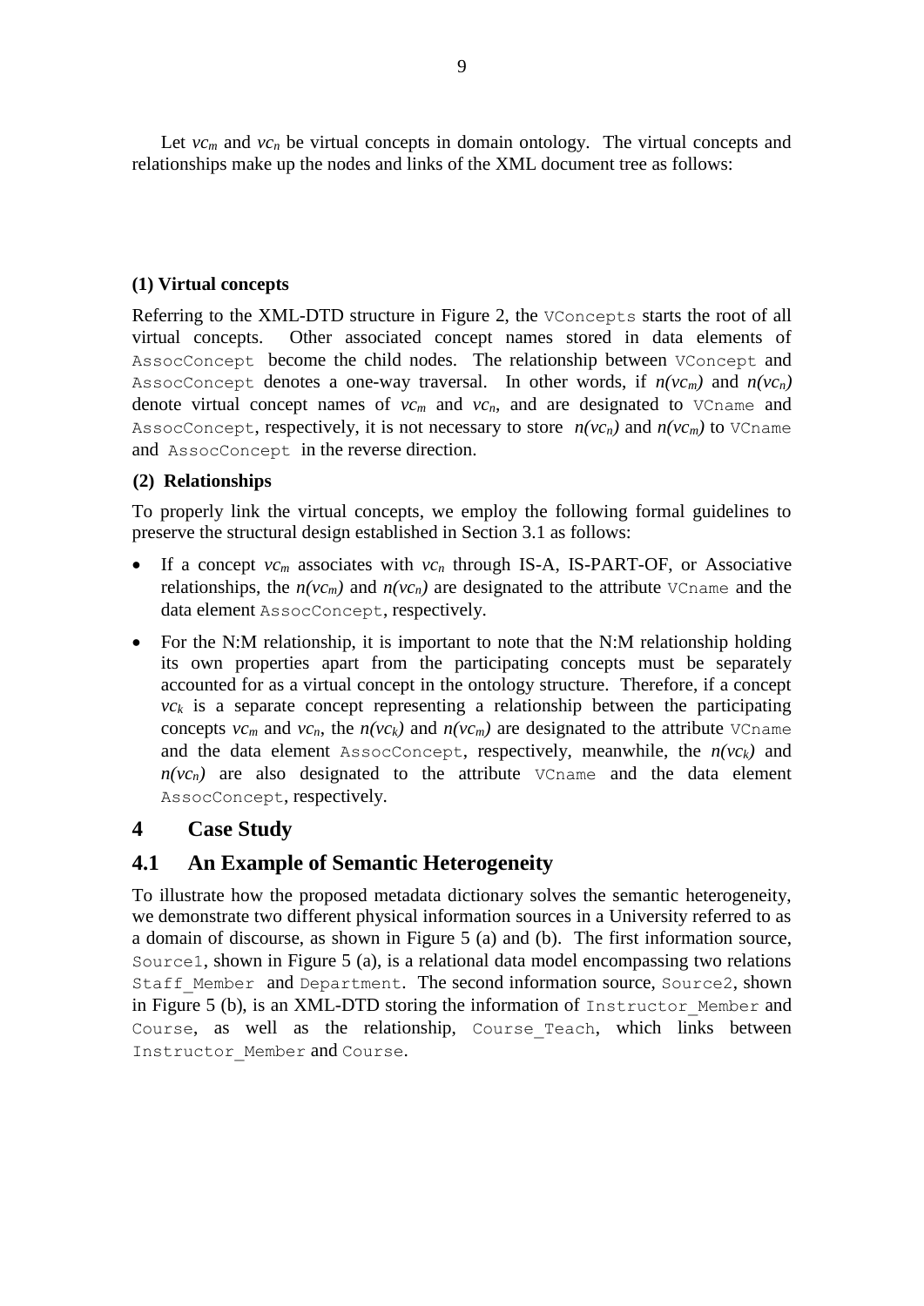Let $vc_m$ and $vc_n$ be virtual concepts in domain ontology. The virtual concepts and relationships make up the nodes and links of the XML document tree as follows:

**(1) Virtual concepts**

Referring to the XML-DTD structure in Figure 2, the `VConcepts` starts the root of all virtual concepts. Other associated concept names stored in data elements of `AssocConcept` become the child nodes. The relationship between `VConcept` and `AssocConcept` denotes a one-way traversal. In other words, if $n(vc_m)$ and $n(vc_n)$ denote virtual concept names of $vc_m$ and $vc_n$, and are designated to `VCname` and `AssocConcept`, respectively, it is not necessary to store $n(vc_n)$ and $n(vc_m)$ to `VCname` and `AssocConcept` in the reverse direction.

**(2) Relationships**

To properly link the virtual concepts, we employ the following formal guidelines to preserve the structural design established in Section 3.1 as follows:

- If a concept $vc_m$ associates with $vc_n$ through IS-A, IS-PART-OF, or Associative relationships, the $n(vc_m)$ and $n(vc_n)$ are designated to the attribute `VCname` and the data element `AssocConcept`, respectively.
- For the N:M relationship, it is important to note that the N:M relationship holding its own properties apart from the participating concepts must be separately accounted for as a virtual concept in the ontology structure. Therefore, if a concept $vc_k$ is a separate concept representing a relationship between the participating concepts $vc_m$ and $vc_n$, the $n(vc_k)$ and $n(vc_m)$ are designated to the attribute `VCname` and the data element `AssocConcept`, respectively, meanwhile, the $n(vc_k)$ and $n(vc_n)$ are also designated to the attribute `VCname` and the data element `AssocConcept`, respectively.

# 4 Case Study

## 4.1 An Example of Semantic Heterogeneity

To illustrate how the proposed metadata dictionary solves the semantic heterogeneity, we demonstrate two different physical information sources in a University referred to as a domain of discourse, as shown in Figure 5 (a) and (b). The first information source, `Source1`, shown in Figure 5 (a), is a relational data model encompassing two relations `Staff_Member` and `Department`. The second information source, `Source2`, shown in Figure 5 (b), is an XML-DTD storing the information of `Instructor_Member` and `Course`, as well as the relationship, `Course_Teach`, which links between `Instructor_Member` and `Course`.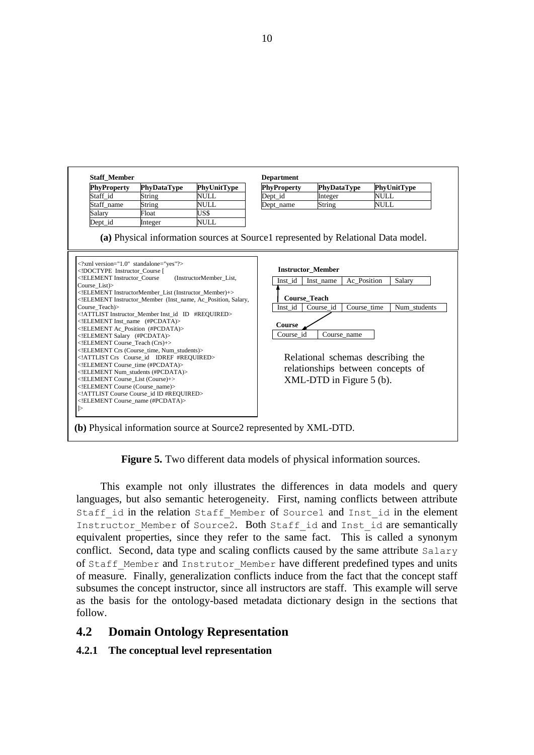**Staff_Member**

| PhyProperty | PhyDataType | PhyUnitType |
|---|---|---|
| Staff_id | String | NULL |
| Staff_name | String | NULL |
| Salary | Float | US$ |
| Dept_id | Integer | NULL |

**Department**

| PhyProperty | PhyDataType | PhyUnitType |
|---|---|---|
| Dept_id | Integer | NULL |
| Dept_name | String | NULL |

**(a)** Physical information sources at Source1 represented by Relational Data model.

```
<?xml version="1.0" standalone="yes"?>
<!DOCTYPE Instructor_Course [
<!ELEMENT Instructor_Course      (InstructorMember_List, Course_List)>
<!ELEMENT InstructorMember_List (Instructor_Member)+>
<!ELEMENT Instructor_Member (Inst_name, Ac_Position, Salary, Course_Teach)>
<!ATTLIST Instructor_Member Inst_id  ID  #REQUIRED>
<!ELEMENT Inst_name  (#PCDATA)>
<!ELEMENT Ac_Position  (#PCDATA)>
<!ELEMENT Salary  (#PCDATA)>
<!ELEMENT Course_Teach (Crs)+>
<!ELEMENT Crs (Course_time, Num_students)>
<!ATTLIST Crs  Course_id  IDREF #REQUIRED>
<!ELEMENT Course_time (#PCDATA)>
<!ELEMENT Num_students (#PCDATA)>
<!ELEMENT Course_List (Course)+>
<!ELEMENT Course (Course_name)>
<!ATTLIST Course Course_id ID #REQUIRED>
<!ELEMENT Course_name (#PCDATA)>
]>
```

**Instructor_Member**

| Inst_id | Inst_name | Ac_Position | Salary |
|---|---|---|---|

**Course_Teach**

| Inst_id | Course_id | Course_time | Num_students |
|---|---|---|---|

**Course**

| Course_id | Course_name |
|---|---|

Relational schemas describing the relationships between concepts of XML-DTD in Figure 5 (b).

**(b)** Physical information source at Source2 represented by XML-DTD.

**Figure 5.** Two different data models of physical information sources.

This example not only illustrates the differences in data models and query languages, but also semantic heterogeneity. First, naming conflicts between attribute `Staff_id` in the relation `Staff_Member` of `Source1` and `Inst_id` in the element `Instructor_Member` of `Source2`. Both `Staff_id` and `Inst_id` are semantically equivalent properties, since they refer to the same fact. This is called a synonym conflict. Second, data type and scaling conflicts caused by the same attribute `Salary` of `Staff_Member` and `Instrutor_Member` have different predefined types and units of measure. Finally, generalization conflicts induce from the fact that the concept staff subsumes the concept instructor, since all instructors are staff. This example will serve as the basis for the ontology-based metadata dictionary design in the sections that follow.

## 4.2 Domain Ontology Representation

### 4.2.1 The conceptual level representation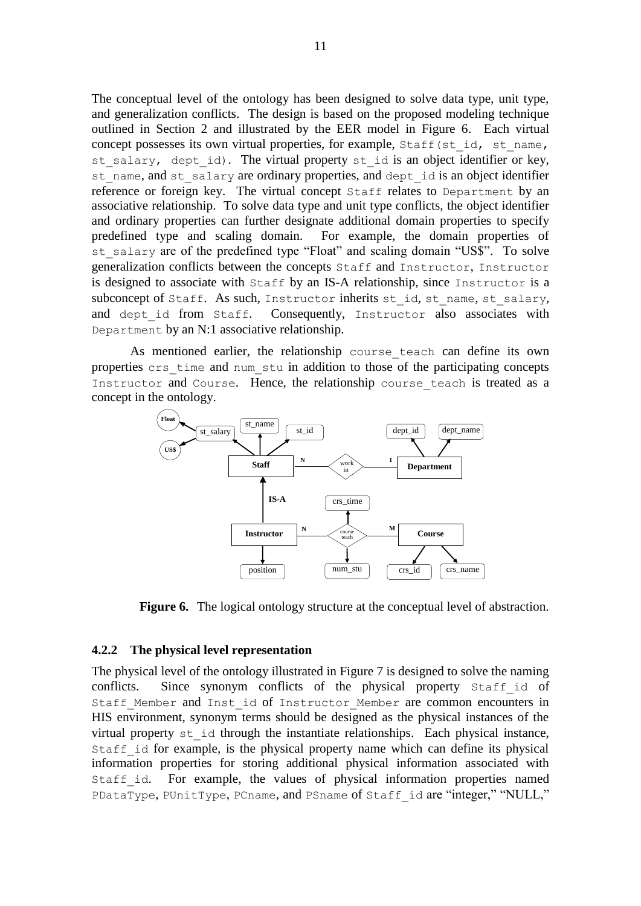The conceptual level of the ontology has been designed to solve data type, unit type, and generalization conflicts. The design is based on the proposed modeling technique outlined in Section 2 and illustrated by the EER model in Figure 6. Each virtual concept possesses its own virtual properties, for example, `Staff(st_id, st_name, st_salary, dept_id)`. The virtual property `st_id` is an object identifier or key, `st_name`, and `st_salary` are ordinary properties, and `dept_id` is an object identifier reference or foreign key. The virtual concept `Staff` relates to `Department` by an associative relationship. To solve data type and unit type conflicts, the object identifier and ordinary properties can further designate additional domain properties to specify predefined type and scaling domain. For example, the domain properties of `st_salary` are of the predefined type "Float" and scaling domain "US$". To solve generalization conflicts between the concepts `Staff` and `Instructor`, `Instructor` is designed to associate with `Staff` by an IS-A relationship, since `Instructor` is a subconcept of `Staff`. As such, `Instructor` inherits `st_id`, `st_name`, `st_salary`, and `dept_id` from `Staff`. Consequently, `Instructor` also associates with `Department` by an N:1 associative relationship.

As mentioned earlier, the relationship `course_teach` can define its own properties `crs_time` and `num_stu` in addition to those of the participating concepts `Instructor` and `Course`. Hence, the relationship `course_teach` is treated as a concept in the ontology.

**Figure 6.** The logical ontology structure at the conceptual level of abstraction.

### 4.2.2 The physical level representation

The physical level of the ontology illustrated in Figure 7 is designed to solve the naming conflicts. Since synonym conflicts of the physical property `Staff_id` of `Staff_Member` and `Inst_id` of `Instructor_Member` are common encounters in HIS environment, synonym terms should be designed as the physical instances of the virtual property `st_id` through the instantiate relationships. Each physical instance, `Staff_id` for example, is the physical property name which can define its physical information properties for storing additional physical information associated with `Staff_id`. For example, the values of physical information properties named `PDataType`, `PUnitType`, `PCname`, and `PSname` of `Staff_id` are "integer," "NULL,"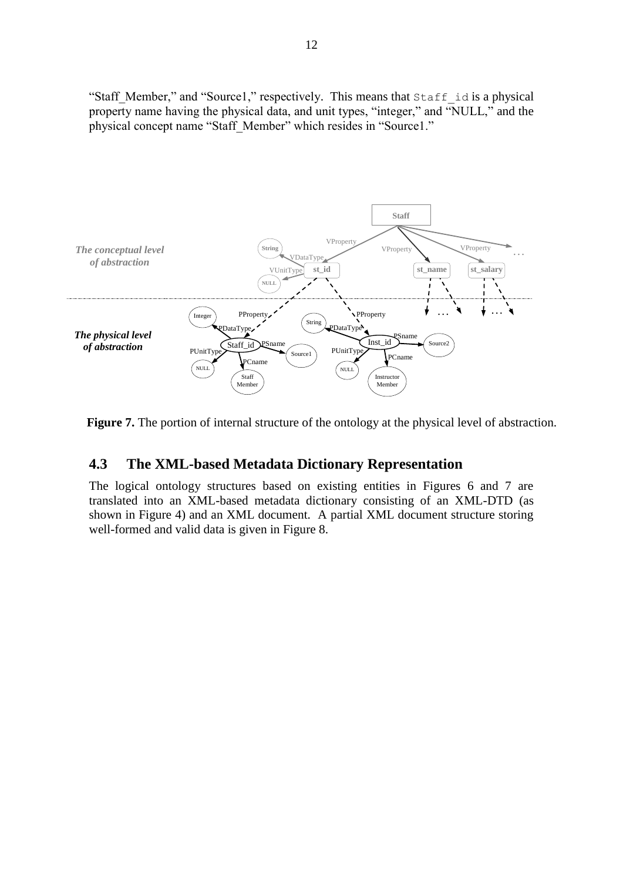"Staff_Member," and "Source1," respectively. This means that `Staff_id` is a physical property name having the physical data, and unit types, "integer," and "NULL," and the physical concept name "Staff_Member" which resides in "Source1."

**Figure 7.** The portion of internal structure of the ontology at the physical level of abstraction.

## 4.3 The XML-based Metadata Dictionary Representation

The logical ontology structures based on existing entities in Figures 6 and 7 are translated into an XML-based metadata dictionary consisting of an XML-DTD (as shown in Figure 4) and an XML document. A partial XML document structure storing well-formed and valid data is given in Figure 8.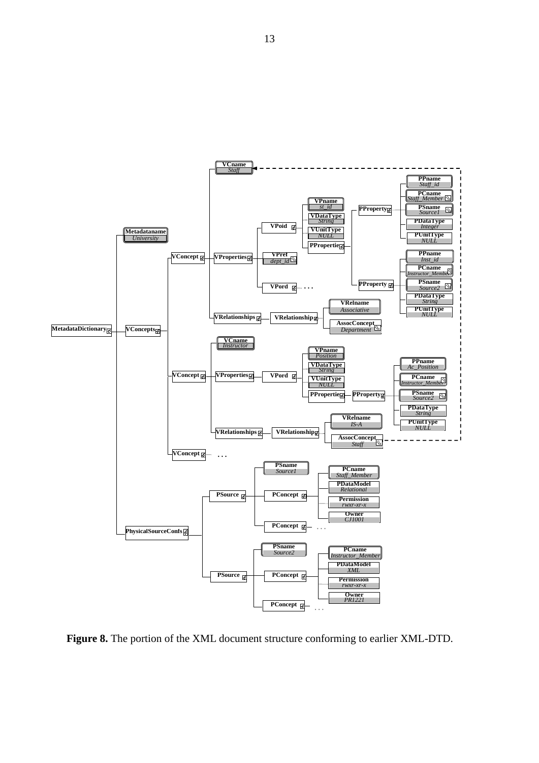**Figure 8.** The portion of the XML document structure conforming to earlier XML-DTD.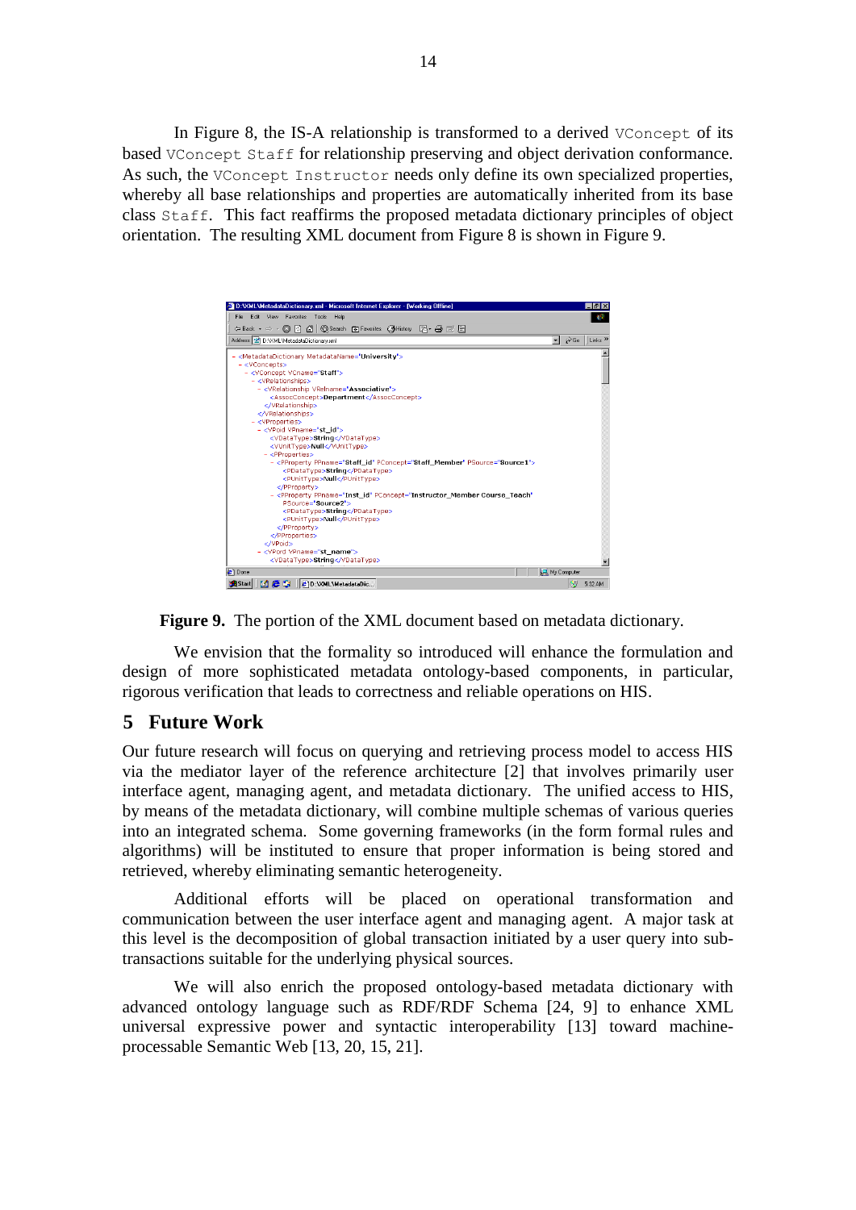In Figure 8, the IS-A relationship is transformed to a derived `VConcept` of its based `VConcept Staff` for relationship preserving and object derivation conformance. As such, the `VConcept Instructor` needs only define its own specialized properties, whereby all base relationships and properties are automatically inherited from its base class `Staff`. This fact reaffirms the proposed metadata dictionary principles of object orientation. The resulting XML document from Figure 8 is shown in Figure 9.

**Figure 9.** The portion of the XML document based on metadata dictionary.

We envision that the formality so introduced will enhance the formulation and design of more sophisticated metadata ontology-based components, in particular, rigorous verification that leads to correctness and reliable operations on HIS.

## 5 Future Work

Our future research will focus on querying and retrieving process model to access HIS via the mediator layer of the reference architecture [2] that involves primarily user interface agent, managing agent, and metadata dictionary. The unified access to HIS, by means of the metadata dictionary, will combine multiple schemas of various queries into an integrated schema. Some governing frameworks (in the form formal rules and algorithms) will be instituted to ensure that proper information is being stored and retrieved, whereby eliminating semantic heterogeneity.

Additional efforts will be placed on operational transformation and communication between the user interface agent and managing agent. A major task at this level is the decomposition of global transaction initiated by a user query into sub-transactions suitable for the underlying physical sources.

We will also enrich the proposed ontology-based metadata dictionary with advanced ontology language such as RDF/RDF Schema [24, 9] to enhance XML universal expressive power and syntactic interoperability [13] toward machine-processable Semantic Web [13, 20, 15, 21].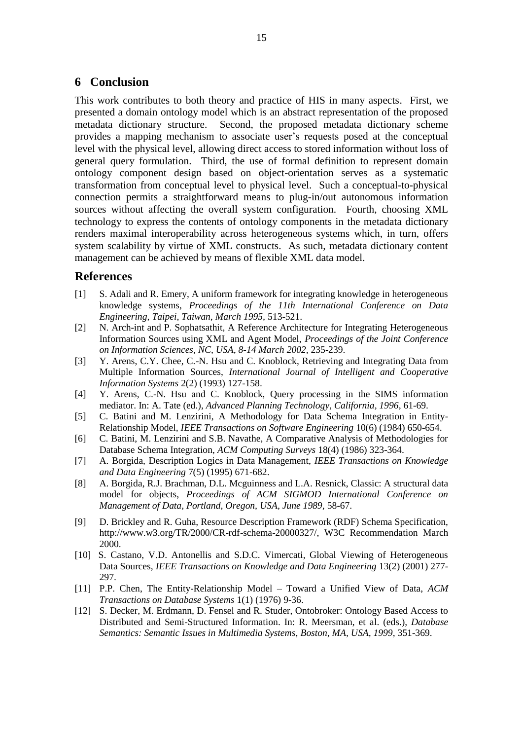## 6 Conclusion

This work contributes to both theory and practice of HIS in many aspects. First, we presented a domain ontology model which is an abstract representation of the proposed metadata dictionary structure. Second, the proposed metadata dictionary scheme provides a mapping mechanism to associate user's requests posed at the conceptual level with the physical level, allowing direct access to stored information without loss of general query formulation. Third, the use of formal definition to represent domain ontology component design based on object-orientation serves as a systematic transformation from conceptual level to physical level. Such a conceptual-to-physical connection permits a straightforward means to plug-in/out autonomous information sources without affecting the overall system configuration. Fourth, choosing XML technology to express the contents of ontology components in the metadata dictionary renders maximal interoperability across heterogeneous systems which, in turn, offers system scalability by virtue of XML constructs. As such, metadata dictionary content management can be achieved by means of flexible XML data model.

## References

[1] S. Adali and R. Emery, A uniform framework for integrating knowledge in heterogeneous knowledge systems, *Proceedings of the 11th International Conference on Data Engineering, Taipei, Taiwan, March 1995*, 513-521.

[2] N. Arch-int and P. Sophatsathit, A Reference Architecture for Integrating Heterogeneous Information Sources using XML and Agent Model, *Proceedings of the Joint Conference on Information Sciences, NC, USA, 8-14 March 2002*, 235-239.

[3] Y. Arens, C.Y. Chee, C.-N. Hsu and C. Knoblock, Retrieving and Integrating Data from Multiple Information Sources, *International Journal of Intelligent and Cooperative Information Systems* 2(2) (1993) 127-158.

[4] Y. Arens, C.-N. Hsu and C. Knoblock, Query processing in the SIMS information mediator. In: A. Tate (ed.), *Advanced Planning Technology, California, 1996*, 61-69.

[5] C. Batini and M. Lenzirini, A Methodology for Data Schema Integration in Entity-Relationship Model, *IEEE Transactions on Software Engineering* 10(6) (1984) 650-654.

[6] C. Batini, M. Lenzirini and S.B. Navathe, A Comparative Analysis of Methodologies for Database Schema Integration, *ACM Computing Surveys* 18(4) (1986) 323-364.

[7] A. Borgida, Description Logics in Data Management, *IEEE Transactions on Knowledge and Data Engineering* 7(5) (1995) 671-682.

[8] A. Borgida, R.J. Brachman, D.L. Mcguinness and L.A. Resnick, Classic: A structural data model for objects, *Proceedings of ACM SIGMOD International Conference on Management of Data, Portland, Oregon, USA, June 1989*, 58-67.

[9] D. Brickley and R. Guha, Resource Description Framework (RDF) Schema Specification, http://www.w3.org/TR/2000/CR-rdf-schema-20000327/, W3C Recommendation March 2000.

[10] S. Castano, V.D. Antonellis and S.D.C. Vimercati, Global Viewing of Heterogeneous Data Sources, *IEEE Transactions on Knowledge and Data Engineering* 13(2) (2001) 277-297.

[11] P.P. Chen, The Entity-Relationship Model – Toward a Unified View of Data, *ACM Transactions on Database Systems* 1(1) (1976) 9-36.

[12] S. Decker, M. Erdmann, D. Fensel and R. Studer, Ontobroker: Ontology Based Access to Distributed and Semi-Structured Information. In: R. Meersman, et al. (eds.), *Database Semantics: Semantic Issues in Multimedia Systems, Boston, MA, USA, 1999*, 351-369.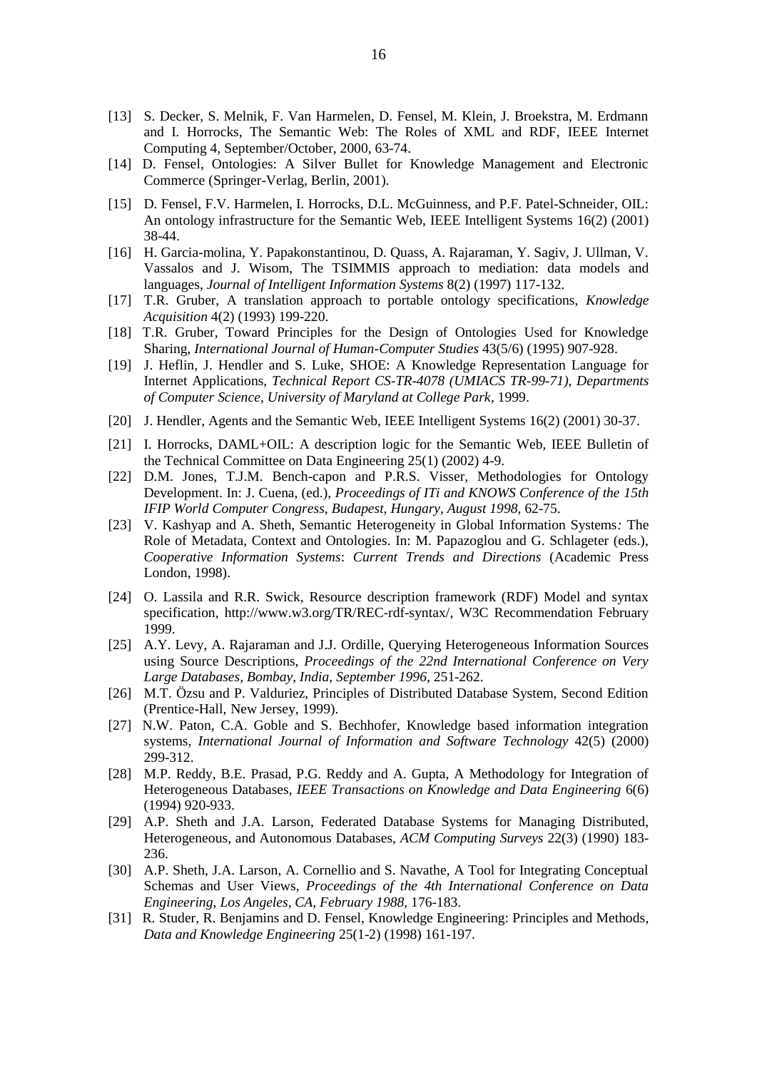[13] S. Decker, S. Melnik, F. Van Harmelen, D. Fensel, M. Klein, J. Broekstra, M. Erdmann and I. Horrocks, The Semantic Web: The Roles of XML and RDF, IEEE Internet Computing 4, September/October, 2000, 63-74.

[14] D. Fensel, Ontologies: A Silver Bullet for Knowledge Management and Electronic Commerce (Springer-Verlag, Berlin, 2001).

[15] D. Fensel, F.V. Harmelen, I. Horrocks, D.L. McGuinness, and P.F. Patel-Schneider, OIL: An ontology infrastructure for the Semantic Web, IEEE Intelligent Systems 16(2) (2001) 38-44.

[16] H. Garcia-molina, Y. Papakonstantinou, D. Quass, A. Rajaraman, Y. Sagiv, J. Ullman, V. Vassalos and J. Wisom, The TSIMMIS approach to mediation: data models and languages, *Journal of Intelligent Information Systems* 8(2) (1997) 117-132.

[17] T.R. Gruber, A translation approach to portable ontology specifications, *Knowledge Acquisition* 4(2) (1993) 199-220.

[18] T.R. Gruber, Toward Principles for the Design of Ontologies Used for Knowledge Sharing, *International Journal of Human-Computer Studies* 43(5/6) (1995) 907-928.

[19] J. Heflin, J. Hendler and S. Luke, SHOE: A Knowledge Representation Language for Internet Applications, *Technical Report CS-TR-4078 (UMIACS TR-99-71), Departments of Computer Science, University of Maryland at College Park*, 1999.

[20] J. Hendler, Agents and the Semantic Web, IEEE Intelligent Systems 16(2) (2001) 30-37.

[21] I. Horrocks, DAML+OIL: A description logic for the Semantic Web, IEEE Bulletin of the Technical Committee on Data Engineering 25(1) (2002) 4-9.

[22] D.M. Jones, T.J.M. Bench-capon and P.R.S. Visser, Methodologies for Ontology Development. In: J. Cuena, (ed.), *Proceedings of ITi and KNOWS Conference of the 15th IFIP World Computer Congress, Budapest, Hungary, August 1998,* 62-75.

[23] V. Kashyap and A. Sheth, Semantic Heterogeneity in Global Information Systems*:* The Role of Metadata, Context and Ontologies. In: M. Papazoglou and G. Schlageter (eds.), *Cooperative Information Systems*: *Current Trends and Directions* (Academic Press London, 1998).

[24] O. Lassila and R.R. Swick, Resource description framework (RDF) Model and syntax specification, http://www.w3.org/TR/REC-rdf-syntax/, W3C Recommendation February 1999.

[25] A.Y. Levy, A. Rajaraman and J.J. Ordille, Querying Heterogeneous Information Sources using Source Descriptions, *Proceedings of the 22nd International Conference on Very Large Databases*, *Bombay, India*, *September 1996*, 251-262.

[26] M.T. Özsu and P. Valduriez, Principles of Distributed Database System, Second Edition (Prentice-Hall, New Jersey, 1999).

[27] N.W. Paton, C.A. Goble and S. Bechhofer, Knowledge based information integration systems, *International Journal of Information and Software Technology* 42(5) (2000) 299-312.

[28] M.P. Reddy, B.E. Prasad, P.G. Reddy and A. Gupta, A Methodology for Integration of Heterogeneous Databases, *IEEE Transactions on Knowledge and Data Engineering* 6(6) (1994) 920-933.

[29] A.P. Sheth and J.A. Larson, Federated Database Systems for Managing Distributed, Heterogeneous, and Autonomous Databases, *ACM Computing Surveys* 22(3) (1990) 183-236.

[30] A.P. Sheth, J.A. Larson, A. Cornellio and S. Navathe, A Tool for Integrating Conceptual Schemas and User Views, *Proceedings of the 4th International Conference on Data Engineering*, *Los Angeles, CA, February 1988*, 176-183.

[31] R. Studer, R. Benjamins and D. Fensel, Knowledge Engineering: Principles and Methods, *Data and Knowledge Engineering* 25(1-2) (1998) 161-197.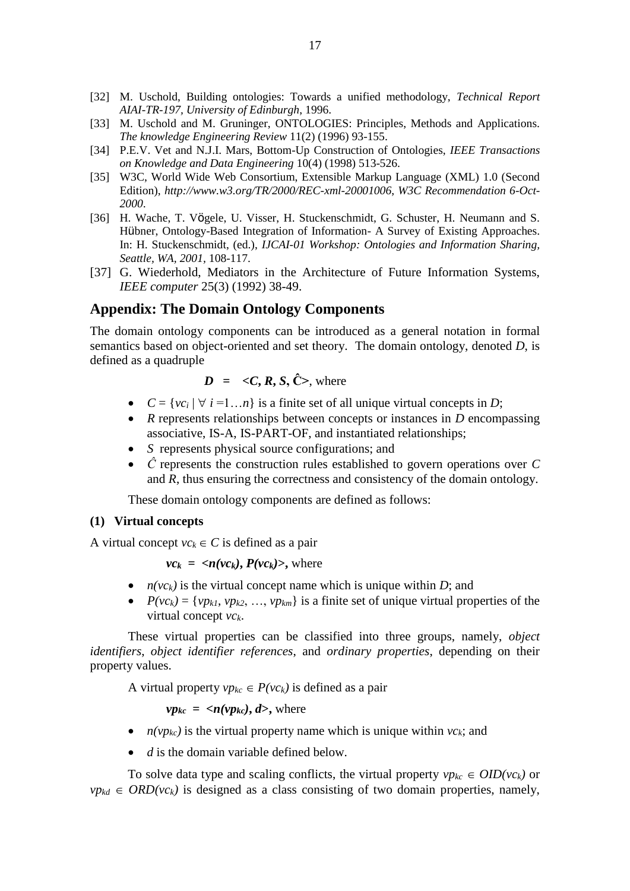[32] M. Uschold, Building ontologies: Towards a unified methodology, *Technical Report AIAI-TR-197, University of Edinburgh*, 1996.

[33] M. Uschold and M. Gruninger, ONTOLOGIES: Principles, Methods and Applications. *The knowledge Engineering Review* 11(2) (1996) 93-155.

[34] P.E.V. Vet and N.J.I. Mars, Bottom-Up Construction of Ontologies, *IEEE Transactions on Knowledge and Data Engineering* 10(4) (1998) 513-526.

[35] W3C, World Wide Web Consortium, Extensible Markup Language (XML) 1.0 (Second Edition), *http://www.w3.org/TR/2000/REC-xml-20001006, W3C Recommendation 6-Oct-2000.*

[36] H. Wache, T. Vögele, U. Visser, H. Stuckenschmidt, G. Schuster, H. Neumann and S. Hübner, Ontology-Based Integration of Information- A Survey of Existing Approaches. In: H. Stuckenschmidt, (ed.), *IJCAI-01 Workshop: Ontologies and Information Sharing, Seattle, WA, 2001,* 108-117.

[37] G. Wiederhold, Mediators in the Architecture of Future Information Systems, *IEEE computer* 25(3) (1992) 38-49.

## Appendix: The Domain Ontology Components

The domain ontology components can be introduced as a general notation in formal semantics based on object-oriented and set theory. The domain ontology, denoted $D$, is defined as a quadruple

$$\boldsymbol{D} = \boldsymbol{<C, R, S, \hat{C}>}, \text{ where}$$

- $C = \{vc_i \mid \forall\ i = 1 \ldots n\}$ is a finite set of all unique virtual concepts in $D$;
- $R$ represents relationships between concepts or instances in $D$ encompassing associative, IS-A, IS-PART-OF, and instantiated relationships;
- $S$ represents physical source configurations; and
- $\hat{C}$ represents the construction rules established to govern operations over $C$ and $R$, thus ensuring the correctness and consistency of the domain ontology.

These domain ontology components are defined as follows:

### (1) Virtual concepts

A virtual concept $vc_k \in C$ is defined as a pair

$$\boldsymbol{vc_k = <n(vc_k), P(vc_k)>}, \text{ where}$$

- $n(vc_k)$ is the virtual concept name which is unique within $D$; and
- $P(vc_k) = \{vp_{k1}, vp_{k2}, \ldots, vp_{km}\}$ is a finite set of unique virtual properties of the virtual concept $vc_k$.

These virtual properties can be classified into three groups, namely, *object identifiers*, *object identifier references*, and *ordinary properties*, depending on their property values.

A virtual property $vp_{kc} \in P(vc_k)$ is defined as a pair

$$\boldsymbol{vp_{kc} = <n(vp_{kc}), d>}, \text{ where}$$

- $n(vp_{kc})$ is the virtual property name which is unique within $vc_k$; and
- $d$ is the domain variable defined below.

To solve data type and scaling conflicts, the virtual property $vp_{kc} \in OID(vc_k)$ or $vp_{kd} \in ORD(vc_k)$ is designed as a class consisting of two domain properties, namely,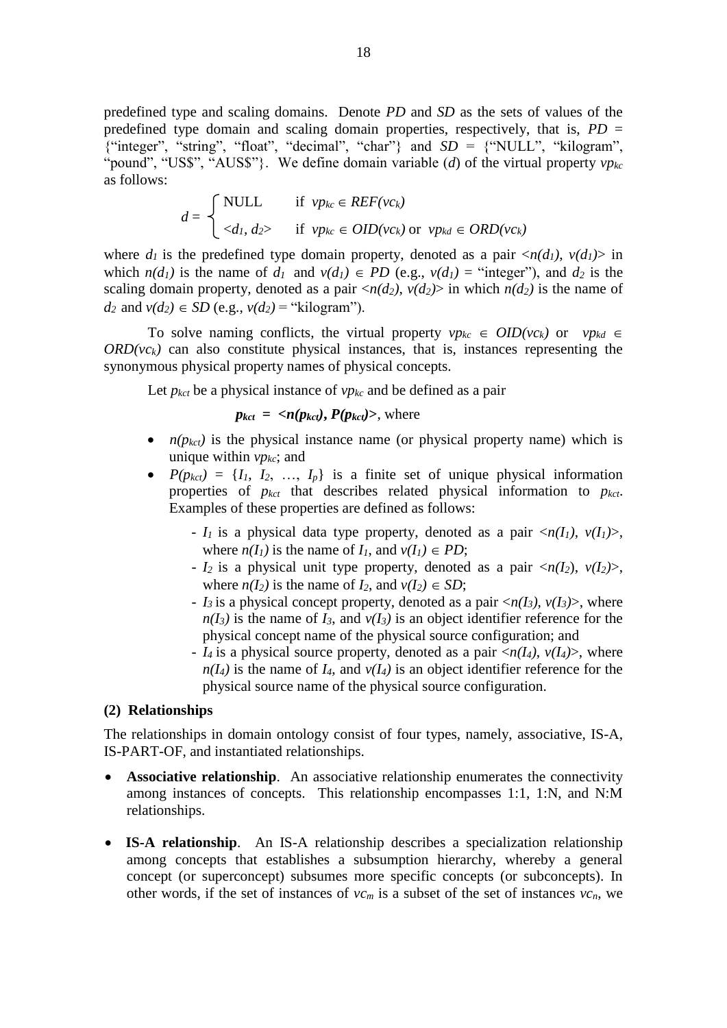predefined type and scaling domains. Denote *PD* and *SD* as the sets of values of the predefined type domain and scaling domain properties, respectively, that is, *PD* = {"integer", "string", "float", "decimal", "char"} and *SD* = {"NULL", "kilogram", "pound", "US\$", "AUS\$"}. We define domain variable ($d$) of the virtual property $vp_{kc}$ as follows:

$$d = \begin{cases} \text{NULL} & \text{if } vp_{kc} \in REF(vc_k) \\ <d_1, d_2> & \text{if } vp_{kc} \in OID(vc_k) \text{ or } vp_{kd} \in ORD(vc_k) \end{cases}$$

where $d_1$ is the predefined type domain property, denoted as a pair $<n(d_1), v(d_1)>$ in which $n(d_1)$ is the name of $d_1$ and $v(d_1) \in PD$ (e.g., $v(d_1)$ = "integer"), and $d_2$ is the scaling domain property, denoted as a pair $<n(d_2), v(d_2)>$ in which $n(d_2)$ is the name of $d_2$ and $v(d_2) \in SD$ (e.g., $v(d_2)$ = "kilogram").

To solve naming conflicts, the virtual property $vp_{kc} \in OID(vc_k)$ or $vp_{kd} \in ORD(vc_k)$ can also constitute physical instances, that is, instances representing the synonymous physical property names of physical concepts.

Let $p_{kct}$ be a physical instance of $vp_{kc}$ and be defined as a pair

$$\boldsymbol{p_{kct} = <n(p_{kct}), P(p_{kct})>}, \text{ where}$$

- $n(p_{kct})$ is the physical instance name (or physical property name) which is unique within $vp_{kc}$; and
- $P(p_{kct}) = \{I_1, I_2, \ldots, I_p\}$ is a finite set of unique physical information properties of $p_{kct}$ that describes related physical information to $p_{kct}$. Examples of these properties are defined as follows:
  - $I_1$ is a physical data type property, denoted as a pair $<n(I_1), v(I_1)>$, where $n(I_1)$ is the name of $I_1$, and $v(I_1) \in PD$;
  - $I_2$ is a physical unit type property, denoted as a pair $<n(I_2), v(I_2)>$, where $n(I_2)$ is the name of $I_2$, and $v(I_2) \in SD$;
  - $I_3$ is a physical concept property, denoted as a pair $<n(I_3), v(I_3)>$, where $n(I_3)$ is the name of $I_3$, and $v(I_3)$ is an object identifier reference for the physical concept name of the physical source configuration; and
  - $I_4$ is a physical source property, denoted as a pair $<n(I_4), v(I_4)>$, where $n(I_4)$ is the name of $I_4$, and $v(I_4)$ is an object identifier reference for the physical source name of the physical source configuration.

**(2) Relationships**

The relationships in domain ontology consist of four types, namely, associative, IS-A, IS-PART-OF, and instantiated relationships.

- **Associative relationship**. An associative relationship enumerates the connectivity among instances of concepts. This relationship encompasses 1:1, 1:N, and N:M relationships.

- **IS-A relationship**. An IS-A relationship describes a specialization relationship among concepts that establishes a subsumption hierarchy, whereby a general concept (or superconcept) subsumes more specific concepts (or subconcepts). In other words, if the set of instances of $vc_m$ is a subset of the set of instances $vc_n$, we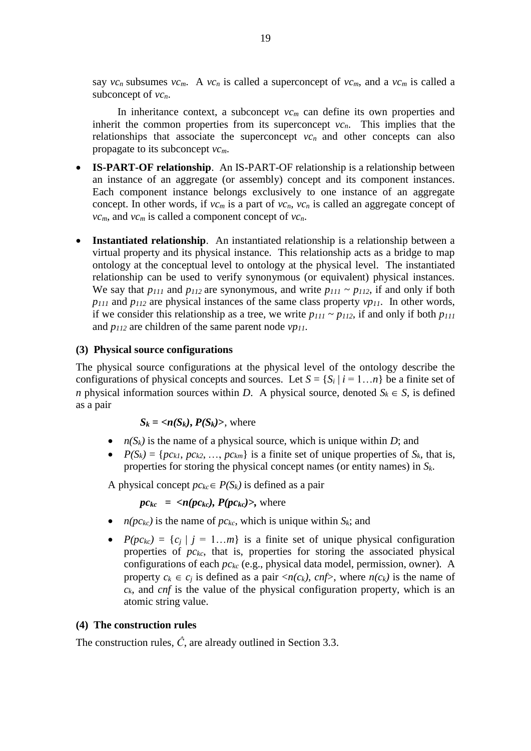say $vc_n$ subsumes $vc_m$. A $vc_n$ is called a superconcept of $vc_m$, and a $vc_m$ is called a subconcept of $vc_n$.

In inheritance context, a subconcept $vc_m$ can define its own properties and inherit the common properties from its superconcept $vc_n$. This implies that the relationships that associate the superconcept $vc_n$ and other concepts can also propagate to its subconcept $vc_m$.

- **IS-PART-OF relationship**. An IS-PART-OF relationship is a relationship between an instance of an aggregate (or assembly) concept and its component instances. Each component instance belongs exclusively to one instance of an aggregate concept. In other words, if $vc_m$ is a part of $vc_n$, $vc_n$ is called an aggregate concept of $vc_m$, and $vc_m$ is called a component concept of $vc_n$.

- **Instantiated relationship**. An instantiated relationship is a relationship between a virtual property and its physical instance. This relationship acts as a bridge to map ontology at the conceptual level to ontology at the physical level. The instantiated relationship can be used to verify synonymous (or equivalent) physical instances. We say that $p_{111}$ and $p_{112}$ are synonymous, and write $p_{111} \sim p_{112}$, if and only if both $p_{111}$ and $p_{112}$ are physical instances of the same class property $vp_{11}$. In other words, if we consider this relationship as a tree, we write $p_{111} \sim p_{112}$, if and only if both $p_{111}$ and $p_{112}$ are children of the same parent node $vp_{11}$.

#### (3) Physical source configurations

The physical source configurations at the physical level of the ontology describe the configurations of physical concepts and sources. Let $S = \{S_i \mid i = 1 \ldots n\}$ be a finite set of $n$ physical information sources within $D$. A physical source, denoted $S_k \in S$, is defined as a pair

$$S_k = \langle n(S_k), P(S_k) \rangle, \text{ where}$$

- $n(S_k)$ is the name of a physical source, which is unique within $D$; and
- $P(S_k) = \{pc_{k1}, pc_{k2}, \ldots, pc_{km}\}$ is a finite set of unique properties of $S_k$, that is, properties for storing the physical concept names (or entity names) in $S_k$.

A physical concept $pc_{kc} \in P(S_k)$ is defined as a pair

$$pc_{kc} = \langle n(pc_{kc}), P(pc_{kc}) \rangle, \text{ where}$$

- $n(pc_{kc})$ is the name of $pc_{kc}$, which is unique within $S_k$; and
- $P(pc_{kc}) = \{c_j \mid j = 1 \ldots m\}$ is a finite set of unique physical configuration properties of $pc_{kc}$, that is, properties for storing the associated physical configurations of each $pc_{kc}$ (e.g., physical data model, permission, owner). A property $c_k \in c_j$ is defined as a pair $\langle n(c_k), cnf \rangle$, where $n(c_k)$ is the name of $c_k$, and $cnf$ is the value of the physical configuration property, which is an atomic string value.

#### (4) The construction rules

The construction rules, $\hat{C}$, are already outlined in Section 3.3.